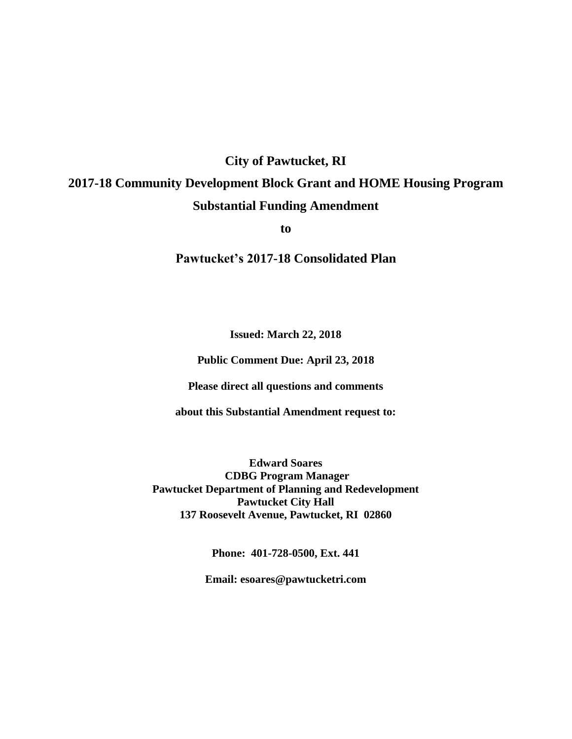# City of Pawtucket, RI

# 2017-18 Community Development Block Grant and HOME Housing Program

# Substantial Funding Amendment

**to**

## Pawtucket's 2017-18 Consolidated Plan

**Issued: March 22, 2018**

**Public Comment Due: April 23, 2018**

**Please direct all questions and comments**

**about this Substantial Amendment request to:**

**Edward Soares**
**CDBG Program Manager**
**Pawtucket Department of Planning and Redevelopment**
**Pawtucket City Hall**
**137 Roosevelt Avenue, Pawtucket, RI 02860**

**Phone: 401-728-0500, Ext. 441**

**Email: esoares@pawtucketri.com**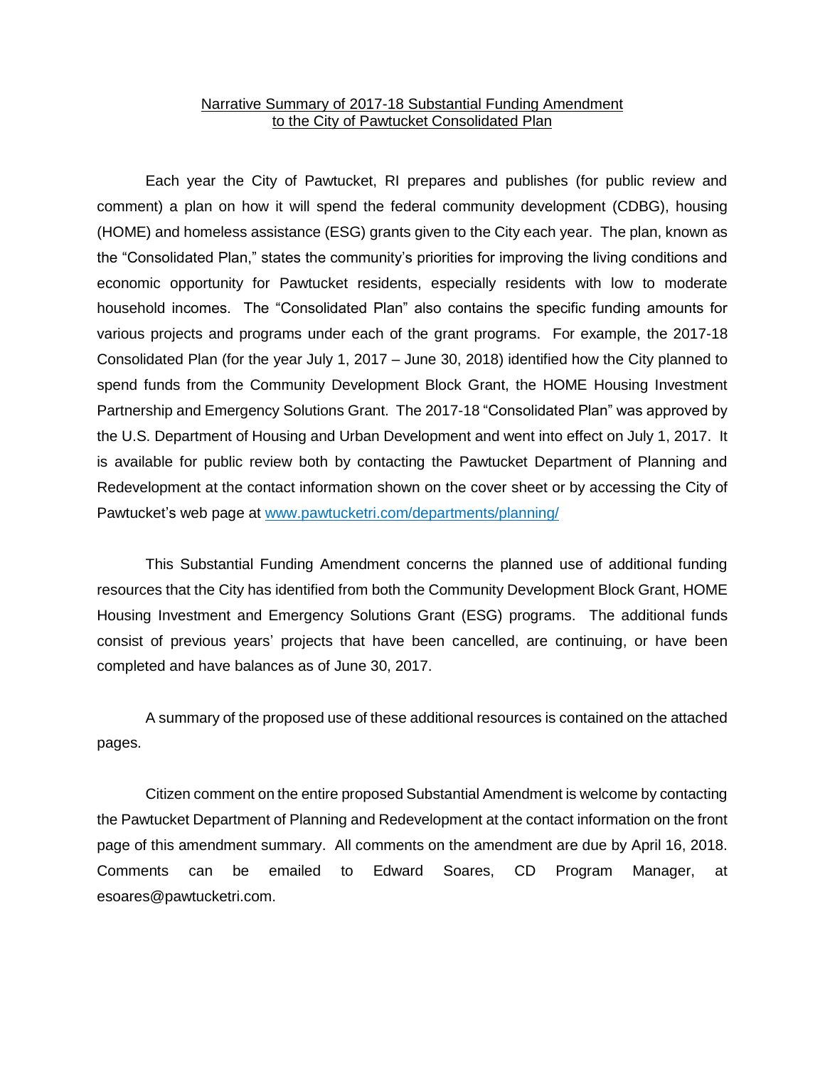## Narrative Summary of 2017-18 Substantial Funding Amendment to the City of Pawtucket Consolidated Plan

Each year the City of Pawtucket, RI prepares and publishes (for public review and comment) a plan on how it will spend the federal community development (CDBG), housing (HOME) and homeless assistance (ESG) grants given to the City each year. The plan, known as the "Consolidated Plan," states the community's priorities for improving the living conditions and economic opportunity for Pawtucket residents, especially residents with low to moderate household incomes. The "Consolidated Plan" also contains the specific funding amounts for various projects and programs under each of the grant programs. For example, the 2017-18 Consolidated Plan (for the year July 1, 2017 – June 30, 2018) identified how the City planned to spend funds from the Community Development Block Grant, the HOME Housing Investment Partnership and Emergency Solutions Grant. The 2017-18 "Consolidated Plan" was approved by the U.S. Department of Housing and Urban Development and went into effect on July 1, 2017. It is available for public review both by contacting the Pawtucket Department of Planning and Redevelopment at the contact information shown on the cover sheet or by accessing the City of Pawtucket's web page at [www.pawtucketri.com/departments/planning/](www.pawtucketri.com/departments/planning/)

This Substantial Funding Amendment concerns the planned use of additional funding resources that the City has identified from both the Community Development Block Grant, HOME Housing Investment and Emergency Solutions Grant (ESG) programs. The additional funds consist of previous years' projects that have been cancelled, are continuing, or have been completed and have balances as of June 30, 2017.

A summary of the proposed use of these additional resources is contained on the attached pages.

Citizen comment on the entire proposed Substantial Amendment is welcome by contacting the Pawtucket Department of Planning and Redevelopment at the contact information on the front page of this amendment summary. All comments on the amendment are due by April 16, 2018. Comments can be emailed to Edward Soares, CD Program Manager, at esoares@pawtucketri.com.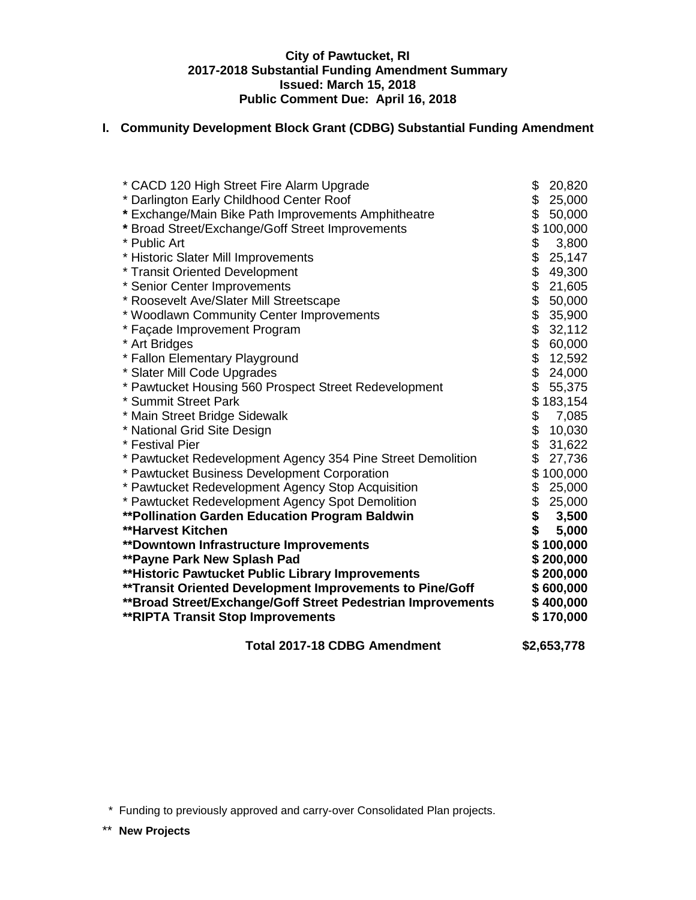**City of Pawtucket, RI**
**2017-2018 Substantial Funding Amendment Summary**
**Issued: March 15, 2018**
**Public Comment Due: April 16, 2018**

## I. Community Development Block Grant (CDBG) Substantial Funding Amendment

| Project | Amount |
|---|---|
| * CACD 120 High Street Fire Alarm Upgrade | $ 20,820 |
| * Darlington Early Childhood Center Roof | $ 25,000 |
| * Exchange/Main Bike Path Improvements Amphitheatre | $ 50,000 |
| * Broad Street/Exchange/Goff Street Improvements | $ 100,000 |
| * Public Art | $ 3,800 |
| * Historic Slater Mill Improvements | $ 25,147 |
| * Transit Oriented Development | $ 49,300 |
| * Senior Center Improvements | $ 21,605 |
| * Roosevelt Ave/Slater Mill Streetscape | $ 50,000 |
| * Woodlawn Community Center Improvements | $ 35,900 |
| * Façade Improvement Program | $ 32,112 |
| * Art Bridges | $ 60,000 |
| * Fallon Elementary Playground | $ 12,592 |
| * Slater Mill Code Upgrades | $ 24,000 |
| * Pawtucket Housing 560 Prospect Street Redevelopment | $ 55,375 |
| * Summit Street Park | $ 183,154 |
| * Main Street Bridge Sidewalk | $ 7,085 |
| * National Grid Site Design | $ 10,030 |
| * Festival Pier | $ 31,622 |
| * Pawtucket Redevelopment Agency 354 Pine Street Demolition | $ 27,736 |
| * Pawtucket Business Development Corporation | $ 100,000 |
| * Pawtucket Redevelopment Agency Stop Acquisition | $ 25,000 |
| * Pawtucket Redevelopment Agency Spot Demolition | $ 25,000 |
| **\*\*Pollination Garden Education Program Baldwin** | **$ 3,500** |
| **\*\*Harvest Kitchen** | **$ 5,000** |
| **\*\*Downtown Infrastructure Improvements** | **$ 100,000** |
| **\*\*Payne Park New Splash Pad** | **$ 200,000** |
| **\*\*Historic Pawtucket Public Library Improvements** | **$ 200,000** |
| **\*\*Transit Oriented Development Improvements to Pine/Goff** | **$ 600,000** |
| **\*\*Broad Street/Exchange/Goff Street Pedestrian Improvements** | **$ 400,000** |
| **\*\*RIPTA Transit Stop Improvements** | **$ 170,000** |
| **Total 2017-18 CDBG Amendment** | **$2,653,778** |

\* Funding to previously approved and carry-over Consolidated Plan projects.

\*\* **New Projects**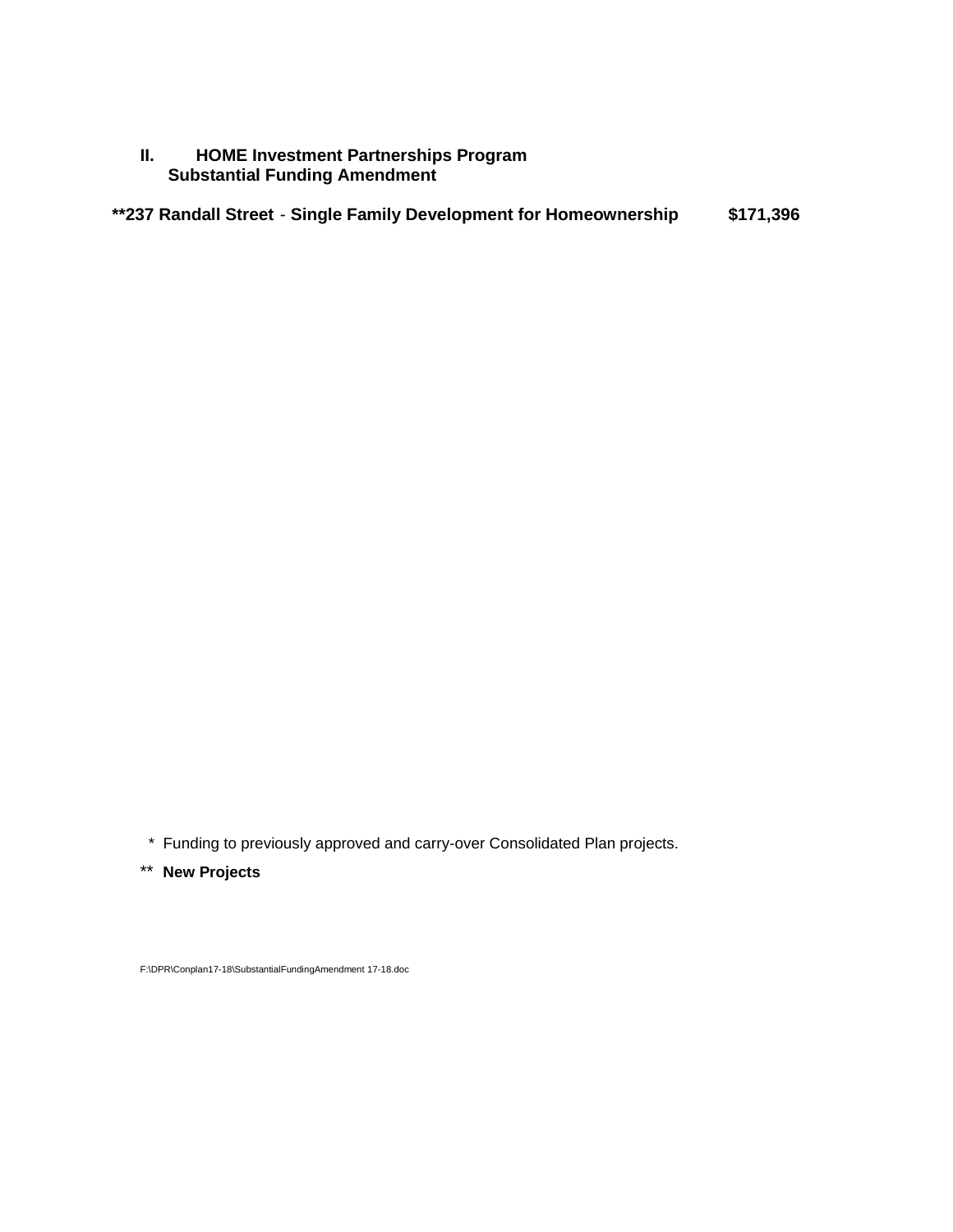## II. HOME Investment Partnerships Program
### Substantial Funding Amendment

**\*\*237 Randall Street - Single Family Development for Homeownership $171,396**

\* Funding to previously approved and carry-over Consolidated Plan projects.

\*\* **New Projects**

F:\DPR\Conplan17-18\SubstantialFundingAmendment 17-18.doc